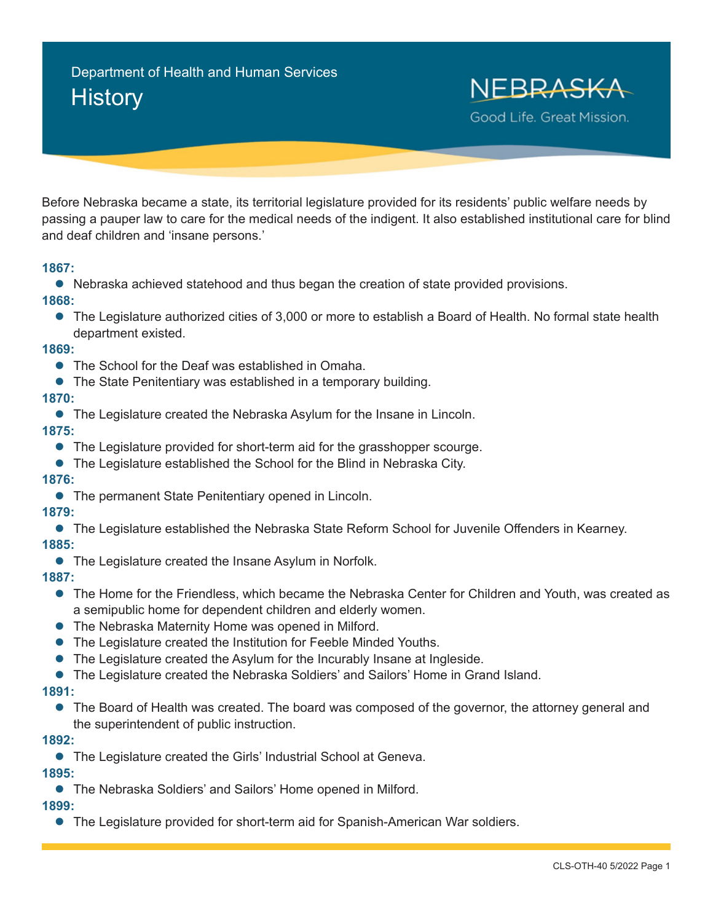Department of Health and Human Services

# History

Before Nebraska became a state, its territorial legislature provided for its residents' public welfare needs by passing a pauper law to care for the medical needs of the indigent. It also established institutional care for blind and deaf children and 'insane persons.'

**1867:**

- Nebraska achieved statehood and thus began the creation of state provided provisions.

**1868:**

- The Legislature authorized cities of 3,000 or more to establish a Board of Health. No formal state health department existed.

**1869:**

- The School for the Deaf was established in Omaha.
- The State Penitentiary was established in a temporary building.

**1870:**

- The Legislature created the Nebraska Asylum for the Insane in Lincoln.

**1875:**

- The Legislature provided for short-term aid for the grasshopper scourge.
- The Legislature established the School for the Blind in Nebraska City.

**1876:**

- The permanent State Penitentiary opened in Lincoln.

**1879:**

- The Legislature established the Nebraska State Reform School for Juvenile Offenders in Kearney.

**1885:**

- The Legislature created the Insane Asylum in Norfolk.

**1887:**

- The Home for the Friendless, which became the Nebraska Center for Children and Youth, was created as a semipublic home for dependent children and elderly women.
- The Nebraska Maternity Home was opened in Milford.
- The Legislature created the Institution for Feeble Minded Youths.
- The Legislature created the Asylum for the Incurably Insane at Ingleside.
- The Legislature created the Nebraska Soldiers' and Sailors' Home in Grand Island.

**1891:**

- The Board of Health was created. The board was composed of the governor, the attorney general and the superintendent of public instruction.

**1892:**

- The Legislature created the Girls' Industrial School at Geneva.

**1895:**

- The Nebraska Soldiers' and Sailors' Home opened in Milford.

**1899:**

- The Legislature provided for short-term aid for Spanish-American War soldiers.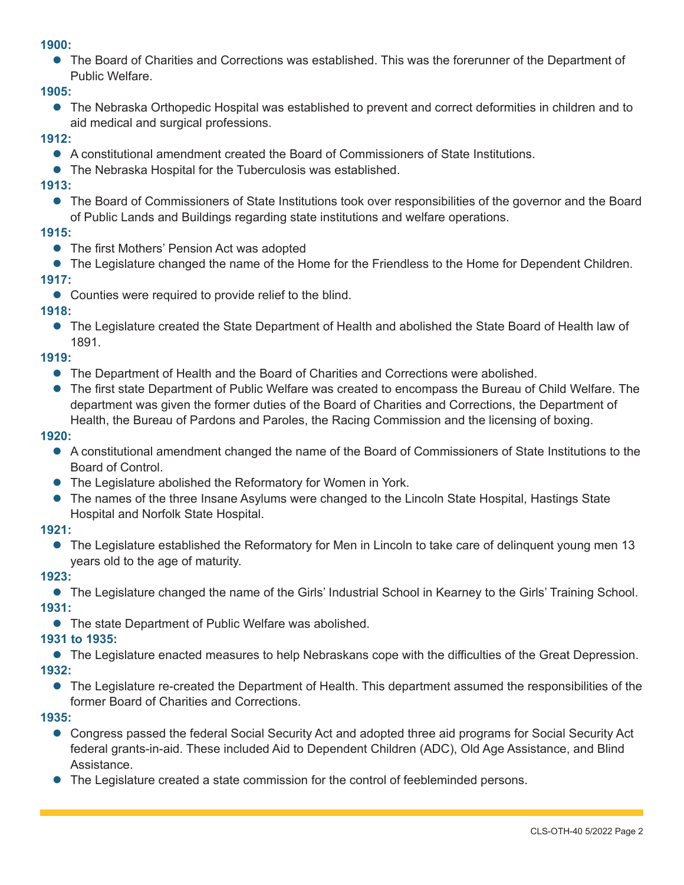**1900:**

- The Board of Charities and Corrections was established. This was the forerunner of the Department of Public Welfare.

**1905:**

- The Nebraska Orthopedic Hospital was established to prevent and correct deformities in children and to aid medical and surgical professions.

**1912:**

- A constitutional amendment created the Board of Commissioners of State Institutions.
- The Nebraska Hospital for the Tuberculosis was established.

**1913:**

- The Board of Commissioners of State Institutions took over responsibilities of the governor and the Board of Public Lands and Buildings regarding state institutions and welfare operations.

**1915:**

- The first Mothers' Pension Act was adopted
- The Legislature changed the name of the Home for the Friendless to the Home for Dependent Children.

**1917:**

- Counties were required to provide relief to the blind.

**1918:**

- The Legislature created the State Department of Health and abolished the State Board of Health law of 1891.

**1919:**

- The Department of Health and the Board of Charities and Corrections were abolished.
- The first state Department of Public Welfare was created to encompass the Bureau of Child Welfare. The department was given the former duties of the Board of Charities and Corrections, the Department of Health, the Bureau of Pardons and Paroles, the Racing Commission and the licensing of boxing.

**1920:**

- A constitutional amendment changed the name of the Board of Commissioners of State Institutions to the Board of Control.
- The Legislature abolished the Reformatory for Women in York.
- The names of the three Insane Asylums were changed to the Lincoln State Hospital, Hastings State Hospital and Norfolk State Hospital.

**1921:**

- The Legislature established the Reformatory for Men in Lincoln to take care of delinquent young men 13 years old to the age of maturity.

**1923:**

- The Legislature changed the name of the Girls' Industrial School in Kearney to the Girls' Training School.

**1931:**

- The state Department of Public Welfare was abolished.

**1931 to 1935:**

- The Legislature enacted measures to help Nebraskans cope with the difficulties of the Great Depression.

**1932:**

- The Legislature re-created the Department of Health. This department assumed the responsibilities of the former Board of Charities and Corrections.

**1935:**

- Congress passed the federal Social Security Act and adopted three aid programs for Social Security Act federal grants-in-aid. These included Aid to Dependent Children (ADC), Old Age Assistance, and Blind Assistance.
- The Legislature created a state commission for the control of feebleminded persons.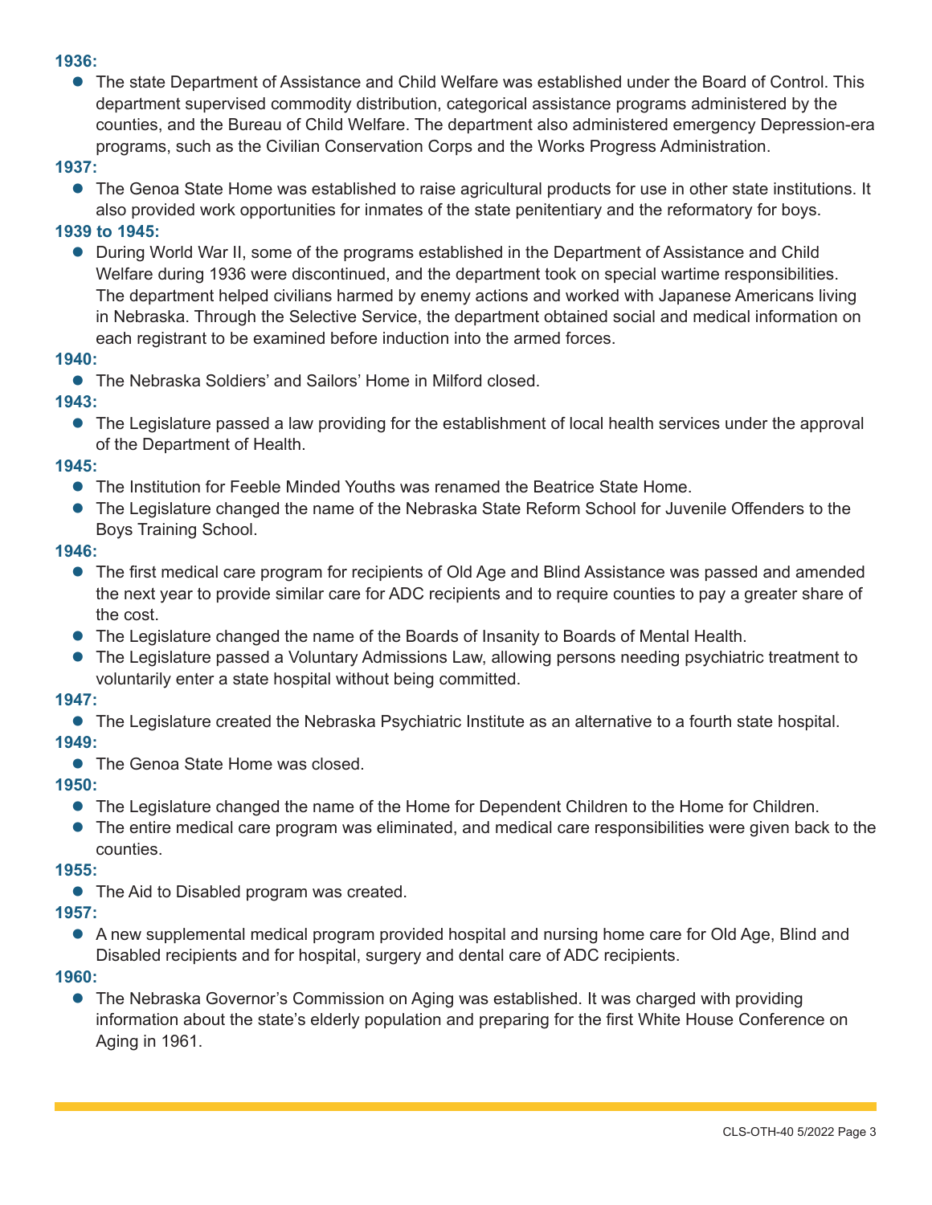**1936:**

- The state Department of Assistance and Child Welfare was established under the Board of Control. This department supervised commodity distribution, categorical assistance programs administered by the counties, and the Bureau of Child Welfare. The department also administered emergency Depression-era programs, such as the Civilian Conservation Corps and the Works Progress Administration.

**1937:**

- The Genoa State Home was established to raise agricultural products for use in other state institutions. It also provided work opportunities for inmates of the state penitentiary and the reformatory for boys.

**1939 to 1945:**

- During World War II, some of the programs established in the Department of Assistance and Child Welfare during 1936 were discontinued, and the department took on special wartime responsibilities. The department helped civilians harmed by enemy actions and worked with Japanese Americans living in Nebraska. Through the Selective Service, the department obtained social and medical information on each registrant to be examined before induction into the armed forces.

**1940:**

- The Nebraska Soldiers' and Sailors' Home in Milford closed.

**1943:**

- The Legislature passed a law providing for the establishment of local health services under the approval of the Department of Health.

**1945:**

- The Institution for Feeble Minded Youths was renamed the Beatrice State Home.
- The Legislature changed the name of the Nebraska State Reform School for Juvenile Offenders to the Boys Training School.

**1946:**

- The first medical care program for recipients of Old Age and Blind Assistance was passed and amended the next year to provide similar care for ADC recipients and to require counties to pay a greater share of the cost.
- The Legislature changed the name of the Boards of Insanity to Boards of Mental Health.
- The Legislature passed a Voluntary Admissions Law, allowing persons needing psychiatric treatment to voluntarily enter a state hospital without being committed.

**1947:**

- The Legislature created the Nebraska Psychiatric Institute as an alternative to a fourth state hospital.

**1949:**

- The Genoa State Home was closed.

**1950:**

- The Legislature changed the name of the Home for Dependent Children to the Home for Children.
- The entire medical care program was eliminated, and medical care responsibilities were given back to the counties.

**1955:**

- The Aid to Disabled program was created.

**1957:**

- A new supplemental medical program provided hospital and nursing home care for Old Age, Blind and Disabled recipients and for hospital, surgery and dental care of ADC recipients.

**1960:**

- The Nebraska Governor's Commission on Aging was established. It was charged with providing information about the state's elderly population and preparing for the first White House Conference on Aging in 1961.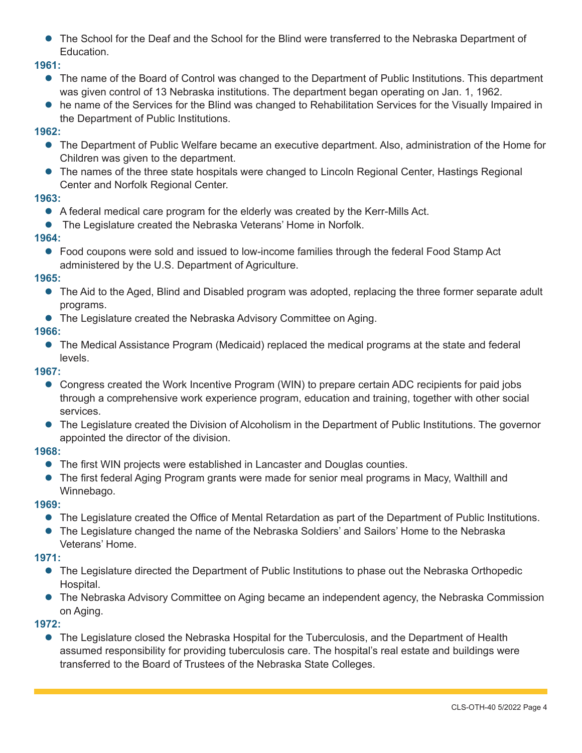- The School for the Deaf and the School for the Blind were transferred to the Nebraska Department of Education.

**1961:**

- The name of the Board of Control was changed to the Department of Public Institutions. This department was given control of 13 Nebraska institutions. The department began operating on Jan. 1, 1962.
- he name of the Services for the Blind was changed to Rehabilitation Services for the Visually Impaired in the Department of Public Institutions.

**1962:**

- The Department of Public Welfare became an executive department. Also, administration of the Home for Children was given to the department.
- The names of the three state hospitals were changed to Lincoln Regional Center, Hastings Regional Center and Norfolk Regional Center.

**1963:**

- A federal medical care program for the elderly was created by the Kerr-Mills Act.
- The Legislature created the Nebraska Veterans' Home in Norfolk.

**1964:**

- Food coupons were sold and issued to low-income families through the federal Food Stamp Act administered by the U.S. Department of Agriculture.

**1965:**

- The Aid to the Aged, Blind and Disabled program was adopted, replacing the three former separate adult programs.
- The Legislature created the Nebraska Advisory Committee on Aging.

**1966:**

- The Medical Assistance Program (Medicaid) replaced the medical programs at the state and federal levels.

**1967:**

- Congress created the Work Incentive Program (WIN) to prepare certain ADC recipients for paid jobs through a comprehensive work experience program, education and training, together with other social services.
- The Legislature created the Division of Alcoholism in the Department of Public Institutions. The governor appointed the director of the division.

**1968:**

- The first WIN projects were established in Lancaster and Douglas counties.
- The first federal Aging Program grants were made for senior meal programs in Macy, Walthill and Winnebago.

**1969:**

- The Legislature created the Office of Mental Retardation as part of the Department of Public Institutions.
- The Legislature changed the name of the Nebraska Soldiers' and Sailors' Home to the Nebraska Veterans' Home.

**1971:**

- The Legislature directed the Department of Public Institutions to phase out the Nebraska Orthopedic Hospital.
- The Nebraska Advisory Committee on Aging became an independent agency, the Nebraska Commission on Aging.

**1972:**

- The Legislature closed the Nebraska Hospital for the Tuberculosis, and the Department of Health assumed responsibility for providing tuberculosis care. The hospital's real estate and buildings were transferred to the Board of Trustees of the Nebraska State Colleges.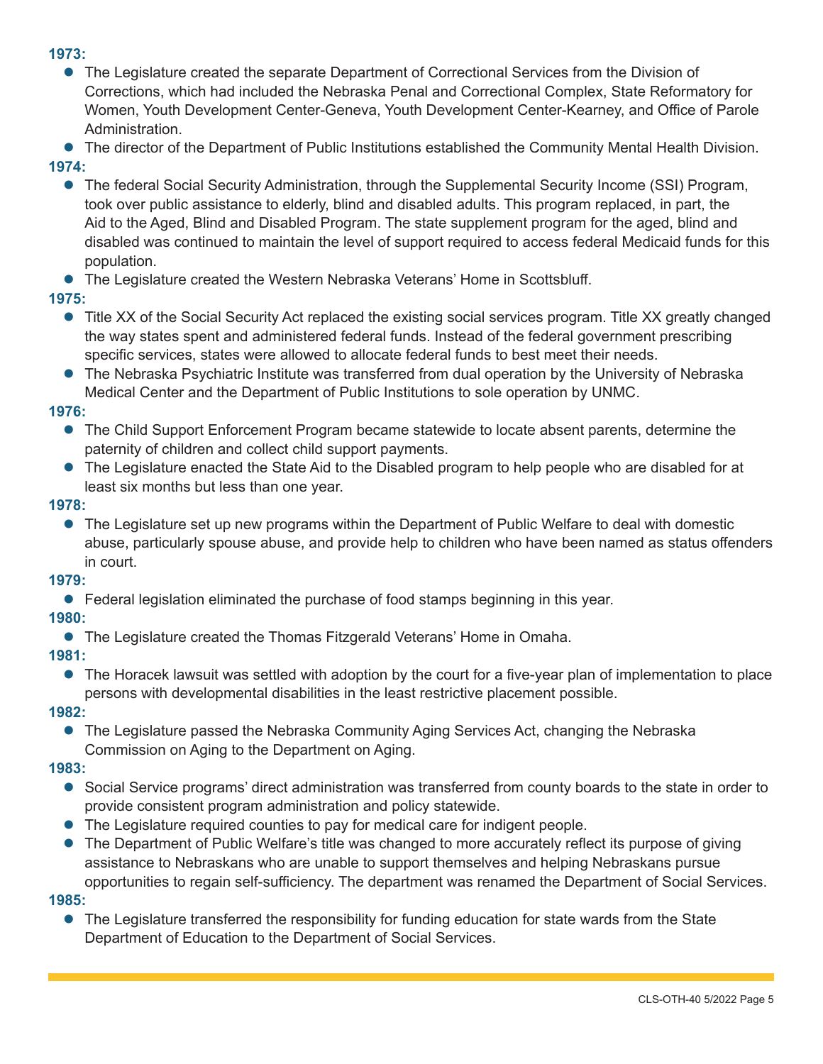**1973:**

- The Legislature created the separate Department of Correctional Services from the Division of Corrections, which had included the Nebraska Penal and Correctional Complex, State Reformatory for Women, Youth Development Center-Geneva, Youth Development Center-Kearney, and Office of Parole Administration.
- The director of the Department of Public Institutions established the Community Mental Health Division.

**1974:**

- The federal Social Security Administration, through the Supplemental Security Income (SSI) Program, took over public assistance to elderly, blind and disabled adults. This program replaced, in part, the Aid to the Aged, Blind and Disabled Program. The state supplement program for the aged, blind and disabled was continued to maintain the level of support required to access federal Medicaid funds for this population.
- The Legislature created the Western Nebraska Veterans' Home in Scottsbluff.

**1975:**

- Title XX of the Social Security Act replaced the existing social services program. Title XX greatly changed the way states spent and administered federal funds. Instead of the federal government prescribing specific services, states were allowed to allocate federal funds to best meet their needs.
- The Nebraska Psychiatric Institute was transferred from dual operation by the University of Nebraska Medical Center and the Department of Public Institutions to sole operation by UNMC.

**1976:**

- The Child Support Enforcement Program became statewide to locate absent parents, determine the paternity of children and collect child support payments.
- The Legislature enacted the State Aid to the Disabled program to help people who are disabled for at least six months but less than one year.

**1978:**

- The Legislature set up new programs within the Department of Public Welfare to deal with domestic abuse, particularly spouse abuse, and provide help to children who have been named as status offenders in court.

**1979:**

- Federal legislation eliminated the purchase of food stamps beginning in this year.

**1980:**

- The Legislature created the Thomas Fitzgerald Veterans' Home in Omaha.

**1981:**

- The Horacek lawsuit was settled with adoption by the court for a five-year plan of implementation to place persons with developmental disabilities in the least restrictive placement possible.

**1982:**

- The Legislature passed the Nebraska Community Aging Services Act, changing the Nebraska Commission on Aging to the Department on Aging.

**1983:**

- Social Service programs' direct administration was transferred from county boards to the state in order to provide consistent program administration and policy statewide.
- The Legislature required counties to pay for medical care for indigent people.
- The Department of Public Welfare's title was changed to more accurately reflect its purpose of giving assistance to Nebraskans who are unable to support themselves and helping Nebraskans pursue opportunities to regain self-sufficiency. The department was renamed the Department of Social Services.

**1985:**

- The Legislature transferred the responsibility for funding education for state wards from the State Department of Education to the Department of Social Services.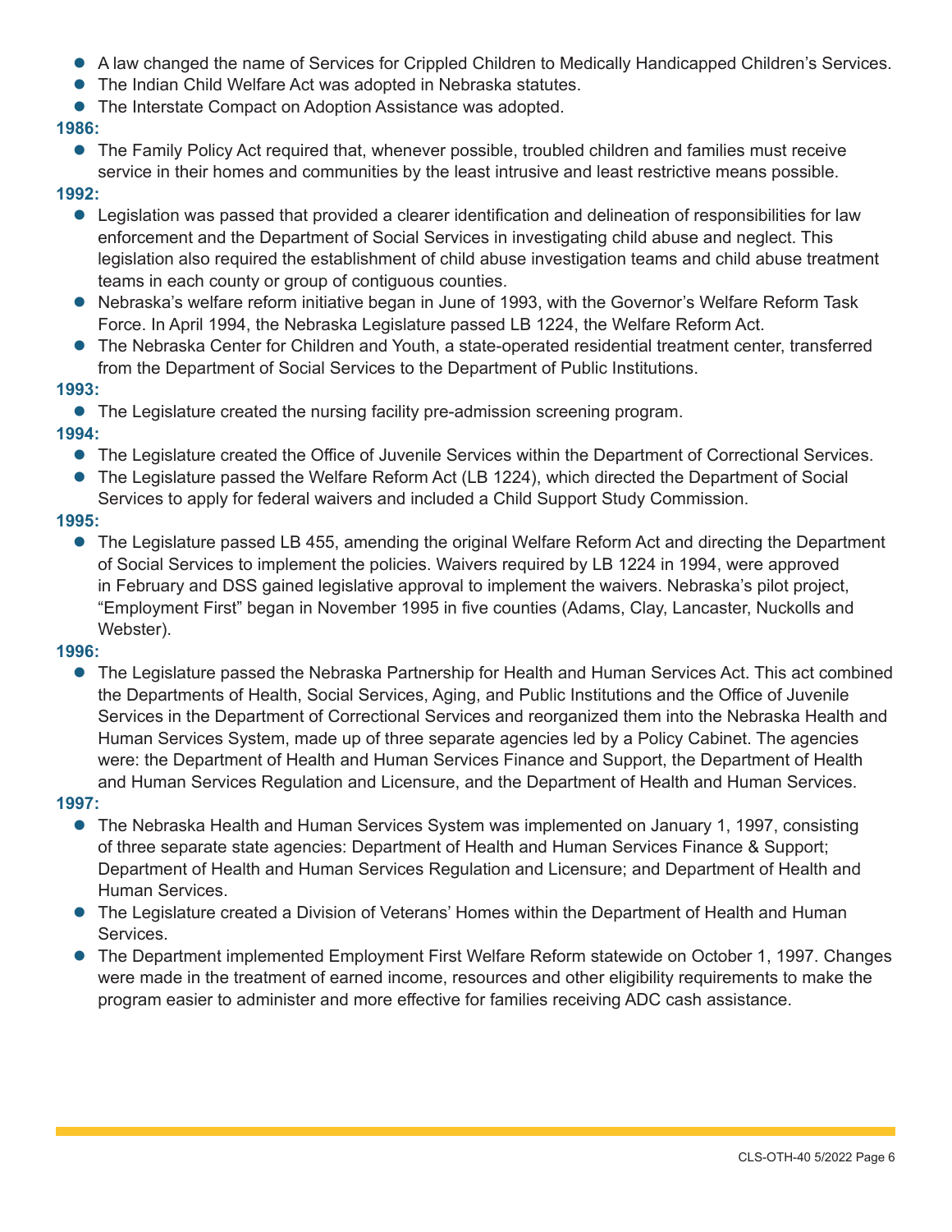- A law changed the name of Services for Crippled Children to Medically Handicapped Children's Services.
- The Indian Child Welfare Act was adopted in Nebraska statutes.
- The Interstate Compact on Adoption Assistance was adopted.

**1986:**

- The Family Policy Act required that, whenever possible, troubled children and families must receive service in their homes and communities by the least intrusive and least restrictive means possible.

**1992:**

- Legislation was passed that provided a clearer identification and delineation of responsibilities for law enforcement and the Department of Social Services in investigating child abuse and neglect. This legislation also required the establishment of child abuse investigation teams and child abuse treatment teams in each county or group of contiguous counties.
- Nebraska's welfare reform initiative began in June of 1993, with the Governor's Welfare Reform Task Force. In April 1994, the Nebraska Legislature passed LB 1224, the Welfare Reform Act.
- The Nebraska Center for Children and Youth, a state-operated residential treatment center, transferred from the Department of Social Services to the Department of Public Institutions.

**1993:**

- The Legislature created the nursing facility pre-admission screening program.

**1994:**

- The Legislature created the Office of Juvenile Services within the Department of Correctional Services.
- The Legislature passed the Welfare Reform Act (LB 1224), which directed the Department of Social Services to apply for federal waivers and included a Child Support Study Commission.

**1995:**

- The Legislature passed LB 455, amending the original Welfare Reform Act and directing the Department of Social Services to implement the policies. Waivers required by LB 1224 in 1994, were approved in February and DSS gained legislative approval to implement the waivers. Nebraska's pilot project, "Employment First" began in November 1995 in five counties (Adams, Clay, Lancaster, Nuckolls and Webster).

**1996:**

- The Legislature passed the Nebraska Partnership for Health and Human Services Act. This act combined the Departments of Health, Social Services, Aging, and Public Institutions and the Office of Juvenile Services in the Department of Correctional Services and reorganized them into the Nebraska Health and Human Services System, made up of three separate agencies led by a Policy Cabinet. The agencies were: the Department of Health and Human Services Finance and Support, the Department of Health and Human Services Regulation and Licensure, and the Department of Health and Human Services.

**1997:**

- The Nebraska Health and Human Services System was implemented on January 1, 1997, consisting of three separate state agencies: Department of Health and Human Services Finance & Support; Department of Health and Human Services Regulation and Licensure; and Department of Health and Human Services.
- The Legislature created a Division of Veterans' Homes within the Department of Health and Human Services.
- The Department implemented Employment First Welfare Reform statewide on October 1, 1997. Changes were made in the treatment of earned income, resources and other eligibility requirements to make the program easier to administer and more effective for families receiving ADC cash assistance.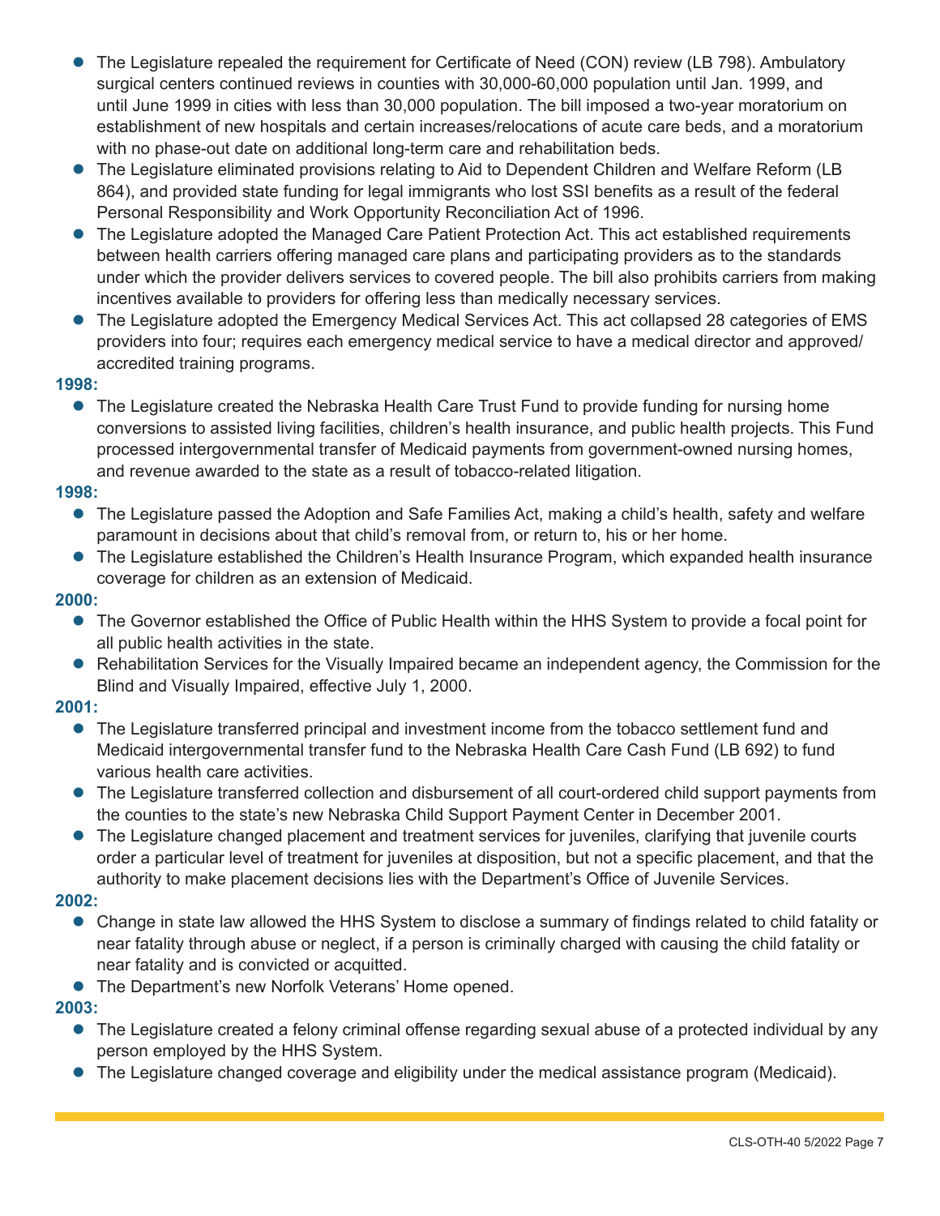- The Legislature repealed the requirement for Certificate of Need (CON) review (LB 798). Ambulatory surgical centers continued reviews in counties with 30,000-60,000 population until Jan. 1999, and until June 1999 in cities with less than 30,000 population. The bill imposed a two-year moratorium on establishment of new hospitals and certain increases/relocations of acute care beds, and a moratorium with no phase-out date on additional long-term care and rehabilitation beds.
- The Legislature eliminated provisions relating to Aid to Dependent Children and Welfare Reform (LB 864), and provided state funding for legal immigrants who lost SSI benefits as a result of the federal Personal Responsibility and Work Opportunity Reconciliation Act of 1996.
- The Legislature adopted the Managed Care Patient Protection Act. This act established requirements between health carriers offering managed care plans and participating providers as to the standards under which the provider delivers services to covered people. The bill also prohibits carriers from making incentives available to providers for offering less than medically necessary services.
- The Legislature adopted the Emergency Medical Services Act. This act collapsed 28 categories of EMS providers into four; requires each emergency medical service to have a medical director and approved/accredited training programs.

**1998:**

- The Legislature created the Nebraska Health Care Trust Fund to provide funding for nursing home conversions to assisted living facilities, children's health insurance, and public health projects. This Fund processed intergovernmental transfer of Medicaid payments from government-owned nursing homes, and revenue awarded to the state as a result of tobacco-related litigation.

**1998:**

- The Legislature passed the Adoption and Safe Families Act, making a child's health, safety and welfare paramount in decisions about that child's removal from, or return to, his or her home.
- The Legislature established the Children's Health Insurance Program, which expanded health insurance coverage for children as an extension of Medicaid.

**2000:**

- The Governor established the Office of Public Health within the HHS System to provide a focal point for all public health activities in the state.
- Rehabilitation Services for the Visually Impaired became an independent agency, the Commission for the Blind and Visually Impaired, effective July 1, 2000.

**2001:**

- The Legislature transferred principal and investment income from the tobacco settlement fund and Medicaid intergovernmental transfer fund to the Nebraska Health Care Cash Fund (LB 692) to fund various health care activities.
- The Legislature transferred collection and disbursement of all court-ordered child support payments from the counties to the state's new Nebraska Child Support Payment Center in December 2001.
- The Legislature changed placement and treatment services for juveniles, clarifying that juvenile courts order a particular level of treatment for juveniles at disposition, but not a specific placement, and that the authority to make placement decisions lies with the Department's Office of Juvenile Services.

**2002:**

- Change in state law allowed the HHS System to disclose a summary of findings related to child fatality or near fatality through abuse or neglect, if a person is criminally charged with causing the child fatality or near fatality and is convicted or acquitted.
- The Department's new Norfolk Veterans' Home opened.

**2003:**

- The Legislature created a felony criminal offense regarding sexual abuse of a protected individual by any person employed by the HHS System.
- The Legislature changed coverage and eligibility under the medical assistance program (Medicaid).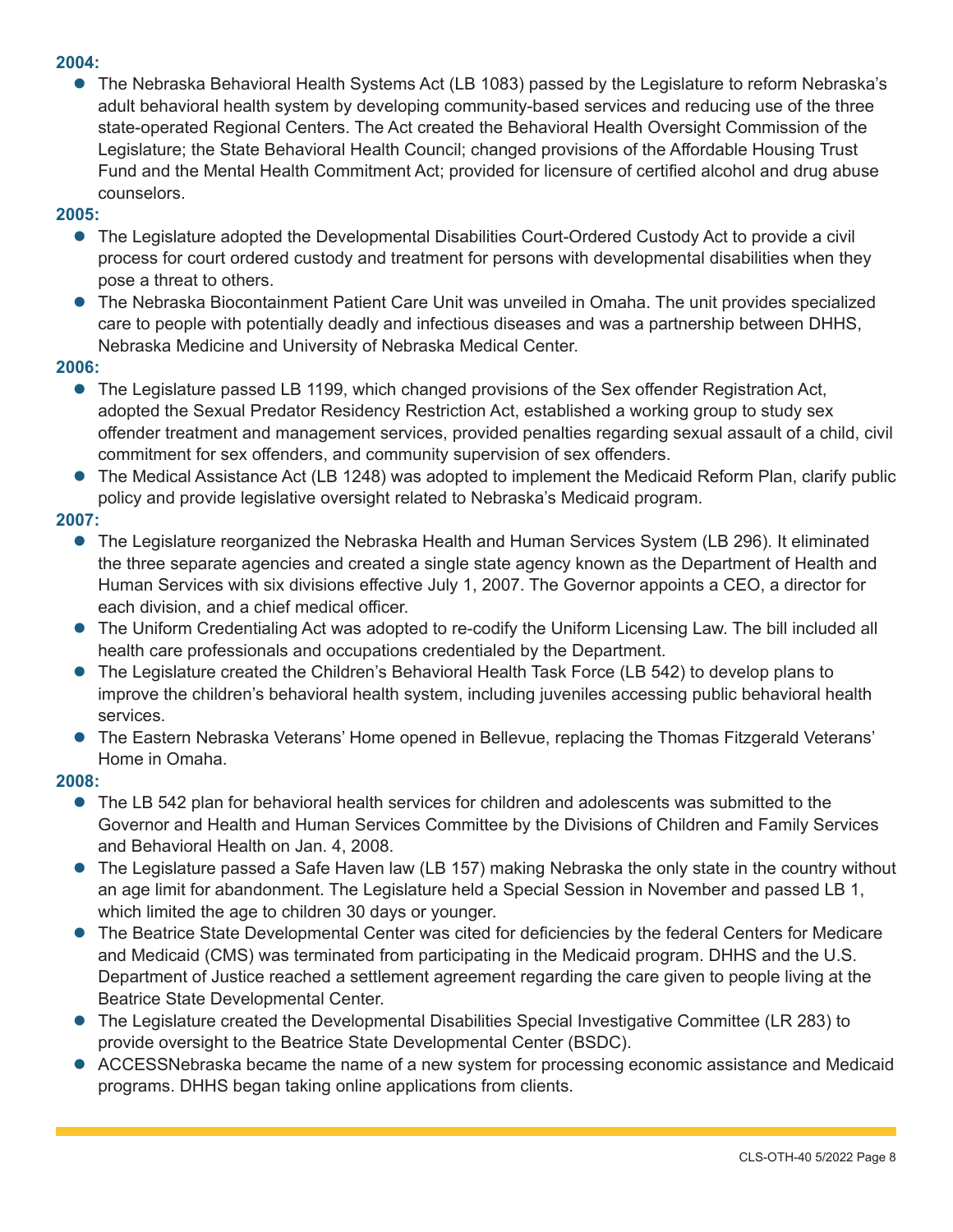**2004:**

- The Nebraska Behavioral Health Systems Act (LB 1083) passed by the Legislature to reform Nebraska's adult behavioral health system by developing community-based services and reducing use of the three state-operated Regional Centers. The Act created the Behavioral Health Oversight Commission of the Legislature; the State Behavioral Health Council; changed provisions of the Affordable Housing Trust Fund and the Mental Health Commitment Act; provided for licensure of certified alcohol and drug abuse counselors.

**2005:**

- The Legislature adopted the Developmental Disabilities Court-Ordered Custody Act to provide a civil process for court ordered custody and treatment for persons with developmental disabilities when they pose a threat to others.
- The Nebraska Biocontainment Patient Care Unit was unveiled in Omaha. The unit provides specialized care to people with potentially deadly and infectious diseases and was a partnership between DHHS, Nebraska Medicine and University of Nebraska Medical Center.

**2006:**

- The Legislature passed LB 1199, which changed provisions of the Sex offender Registration Act, adopted the Sexual Predator Residency Restriction Act, established a working group to study sex offender treatment and management services, provided penalties regarding sexual assault of a child, civil commitment for sex offenders, and community supervision of sex offenders.
- The Medical Assistance Act (LB 1248) was adopted to implement the Medicaid Reform Plan, clarify public policy and provide legislative oversight related to Nebraska's Medicaid program.

**2007:**

- The Legislature reorganized the Nebraska Health and Human Services System (LB 296). It eliminated the three separate agencies and created a single state agency known as the Department of Health and Human Services with six divisions effective July 1, 2007. The Governor appoints a CEO, a director for each division, and a chief medical officer.
- The Uniform Credentialing Act was adopted to re-codify the Uniform Licensing Law. The bill included all health care professionals and occupations credentialed by the Department.
- The Legislature created the Children's Behavioral Health Task Force (LB 542) to develop plans to improve the children's behavioral health system, including juveniles accessing public behavioral health services.
- The Eastern Nebraska Veterans' Home opened in Bellevue, replacing the Thomas Fitzgerald Veterans' Home in Omaha.

**2008:**

- The LB 542 plan for behavioral health services for children and adolescents was submitted to the Governor and Health and Human Services Committee by the Divisions of Children and Family Services and Behavioral Health on Jan. 4, 2008.
- The Legislature passed a Safe Haven law (LB 157) making Nebraska the only state in the country without an age limit for abandonment. The Legislature held a Special Session in November and passed LB 1, which limited the age to children 30 days or younger.
- The Beatrice State Developmental Center was cited for deficiencies by the federal Centers for Medicare and Medicaid (CMS) was terminated from participating in the Medicaid program. DHHS and the U.S. Department of Justice reached a settlement agreement regarding the care given to people living at the Beatrice State Developmental Center.
- The Legislature created the Developmental Disabilities Special Investigative Committee (LR 283) to provide oversight to the Beatrice State Developmental Center (BSDC).
- ACCESSNebraska became the name of a new system for processing economic assistance and Medicaid programs. DHHS began taking online applications from clients.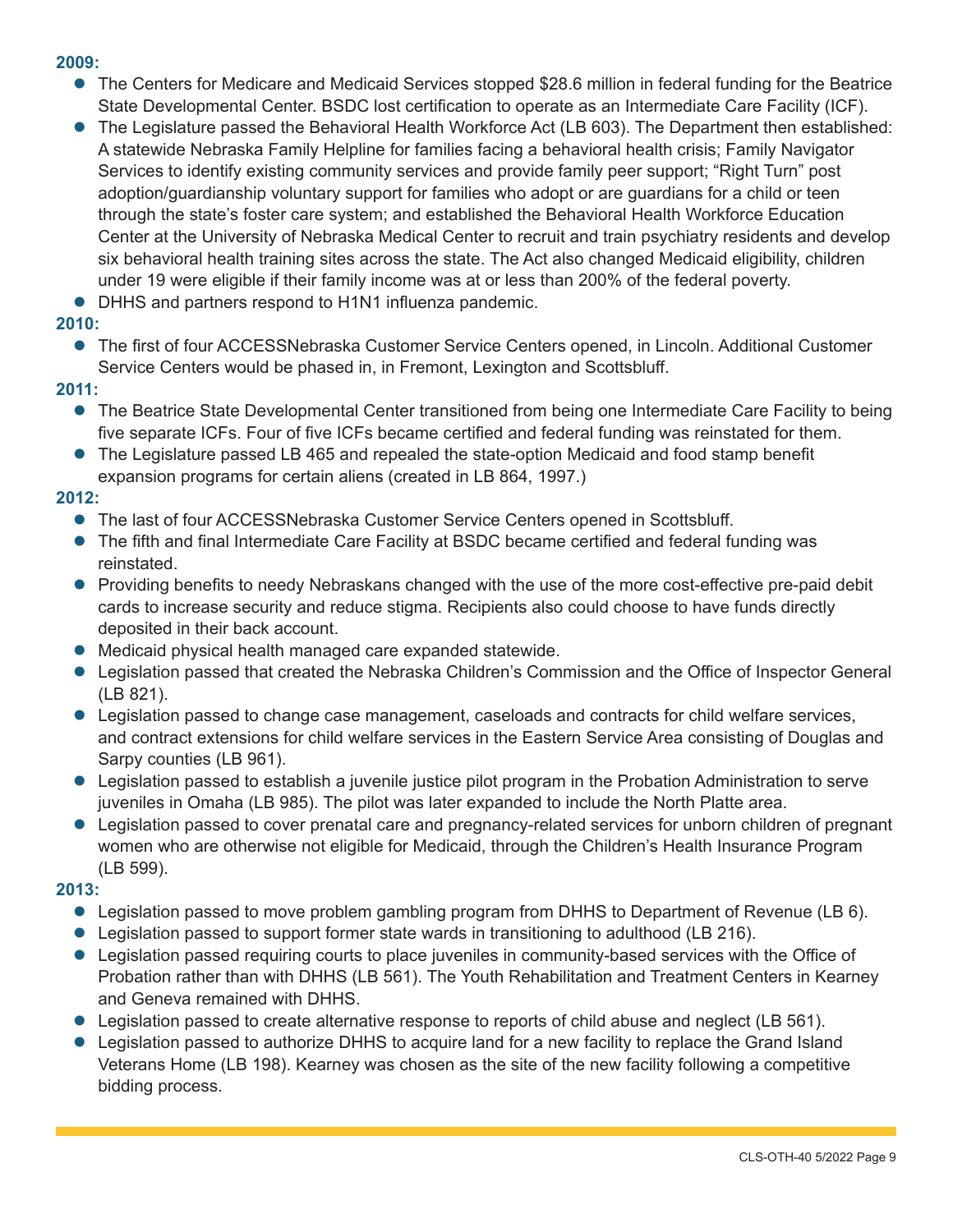**2009:**

- The Centers for Medicare and Medicaid Services stopped $28.6 million in federal funding for the Beatrice State Developmental Center. BSDC lost certification to operate as an Intermediate Care Facility (ICF).
- The Legislature passed the Behavioral Health Workforce Act (LB 603). The Department then established: A statewide Nebraska Family Helpline for families facing a behavioral health crisis; Family Navigator Services to identify existing community services and provide family peer support; "Right Turn" post adoption/guardianship voluntary support for families who adopt or are guardians for a child or teen through the state's foster care system; and established the Behavioral Health Workforce Education Center at the University of Nebraska Medical Center to recruit and train psychiatry residents and develop six behavioral health training sites across the state. The Act also changed Medicaid eligibility, children under 19 were eligible if their family income was at or less than 200% of the federal poverty.
- DHHS and partners respond to H1N1 influenza pandemic.

**2010:**

- The first of four ACCESSNebraska Customer Service Centers opened, in Lincoln. Additional Customer Service Centers would be phased in, in Fremont, Lexington and Scottsbluff.

**2011:**

- The Beatrice State Developmental Center transitioned from being one Intermediate Care Facility to being five separate ICFs. Four of five ICFs became certified and federal funding was reinstated for them.
- The Legislature passed LB 465 and repealed the state-option Medicaid and food stamp benefit expansion programs for certain aliens (created in LB 864, 1997.)

**2012:**

- The last of four ACCESSNebraska Customer Service Centers opened in Scottsbluff.
- The fifth and final Intermediate Care Facility at BSDC became certified and federal funding was reinstated.
- Providing benefits to needy Nebraskans changed with the use of the more cost-effective pre-paid debit cards to increase security and reduce stigma. Recipients also could choose to have funds directly deposited in their back account.
- Medicaid physical health managed care expanded statewide.
- Legislation passed that created the Nebraska Children's Commission and the Office of Inspector General (LB 821).
- Legislation passed to change case management, caseloads and contracts for child welfare services, and contract extensions for child welfare services in the Eastern Service Area consisting of Douglas and Sarpy counties (LB 961).
- Legislation passed to establish a juvenile justice pilot program in the Probation Administration to serve juveniles in Omaha (LB 985). The pilot was later expanded to include the North Platte area.
- Legislation passed to cover prenatal care and pregnancy-related services for unborn children of pregnant women who are otherwise not eligible for Medicaid, through the Children's Health Insurance Program (LB 599).

**2013:**

- Legislation passed to move problem gambling program from DHHS to Department of Revenue (LB 6).
- Legislation passed to support former state wards in transitioning to adulthood (LB 216).
- Legislation passed requiring courts to place juveniles in community-based services with the Office of Probation rather than with DHHS (LB 561). The Youth Rehabilitation and Treatment Centers in Kearney and Geneva remained with DHHS.
- Legislation passed to create alternative response to reports of child abuse and neglect (LB 561).
- Legislation passed to authorize DHHS to acquire land for a new facility to replace the Grand Island Veterans Home (LB 198). Kearney was chosen as the site of the new facility following a competitive bidding process.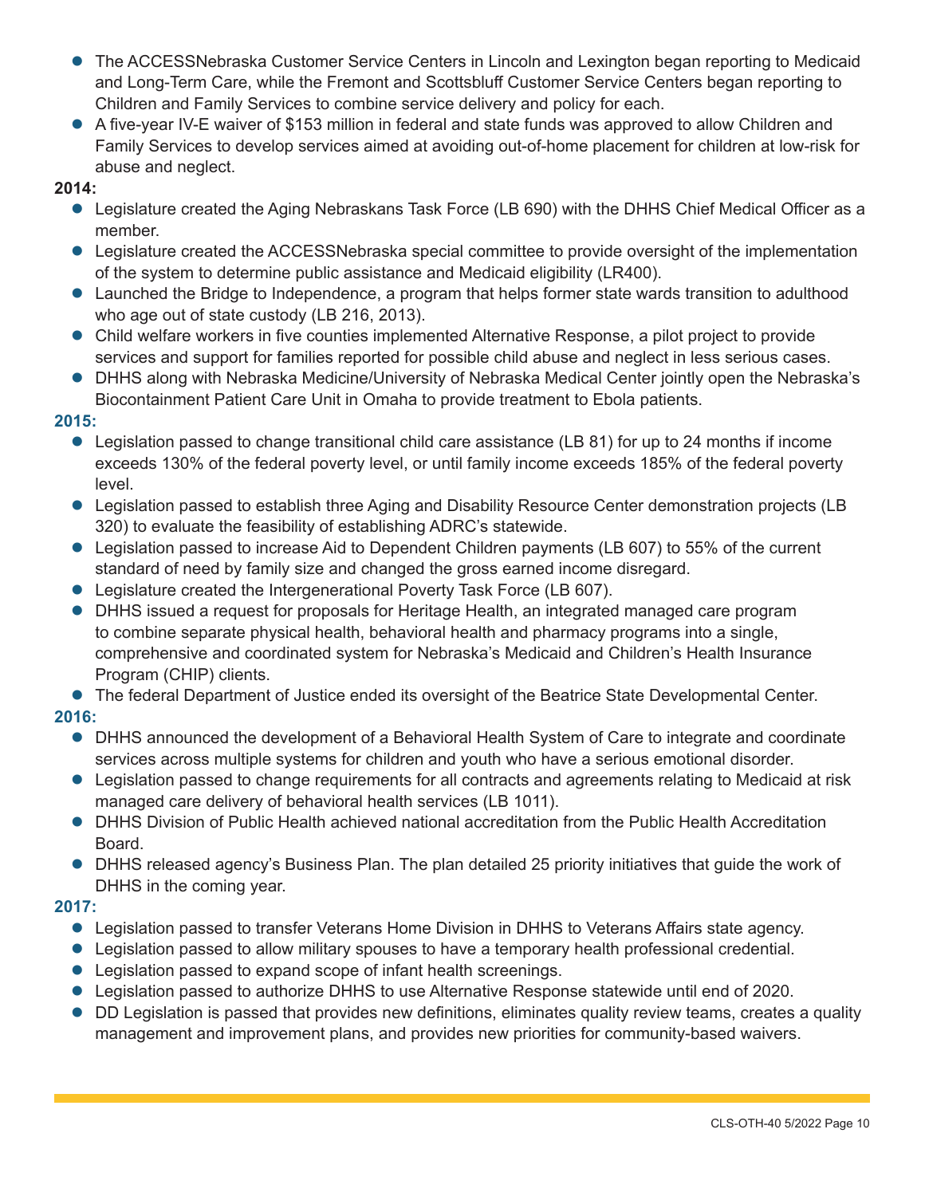- The ACCESSNebraska Customer Service Centers in Lincoln and Lexington began reporting to Medicaid and Long-Term Care, while the Fremont and Scottsbluff Customer Service Centers began reporting to Children and Family Services to combine service delivery and policy for each.
- A five-year IV-E waiver of $153 million in federal and state funds was approved to allow Children and Family Services to develop services aimed at avoiding out-of-home placement for children at low-risk for abuse and neglect.

**2014:**

- Legislature created the Aging Nebraskans Task Force (LB 690) with the DHHS Chief Medical Officer as a member.
- Legislature created the ACCESSNebraska special committee to provide oversight of the implementation of the system to determine public assistance and Medicaid eligibility (LR400).
- Launched the Bridge to Independence, a program that helps former state wards transition to adulthood who age out of state custody (LB 216, 2013).
- Child welfare workers in five counties implemented Alternative Response, a pilot project to provide services and support for families reported for possible child abuse and neglect in less serious cases.
- DHHS along with Nebraska Medicine/University of Nebraska Medical Center jointly open the Nebraska's Biocontainment Patient Care Unit in Omaha to provide treatment to Ebola patients.

**2015:**

- Legislation passed to change transitional child care assistance (LB 81) for up to 24 months if income exceeds 130% of the federal poverty level, or until family income exceeds 185% of the federal poverty level.
- Legislation passed to establish three Aging and Disability Resource Center demonstration projects (LB 320) to evaluate the feasibility of establishing ADRC's statewide.
- Legislation passed to increase Aid to Dependent Children payments (LB 607) to 55% of the current standard of need by family size and changed the gross earned income disregard.
- Legislature created the Intergenerational Poverty Task Force (LB 607).
- DHHS issued a request for proposals for Heritage Health, an integrated managed care program to combine separate physical health, behavioral health and pharmacy programs into a single, comprehensive and coordinated system for Nebraska's Medicaid and Children's Health Insurance Program (CHIP) clients.
- The federal Department of Justice ended its oversight of the Beatrice State Developmental Center.

**2016:**

- DHHS announced the development of a Behavioral Health System of Care to integrate and coordinate services across multiple systems for children and youth who have a serious emotional disorder.
- Legislation passed to change requirements for all contracts and agreements relating to Medicaid at risk managed care delivery of behavioral health services (LB 1011).
- DHHS Division of Public Health achieved national accreditation from the Public Health Accreditation Board.
- DHHS released agency's Business Plan. The plan detailed 25 priority initiatives that guide the work of DHHS in the coming year.

**2017:**

- Legislation passed to transfer Veterans Home Division in DHHS to Veterans Affairs state agency.
- Legislation passed to allow military spouses to have a temporary health professional credential.
- Legislation passed to expand scope of infant health screenings.
- Legislation passed to authorize DHHS to use Alternative Response statewide until end of 2020.
- DD Legislation is passed that provides new definitions, eliminates quality review teams, creates a quality management and improvement plans, and provides new priorities for community-based waivers.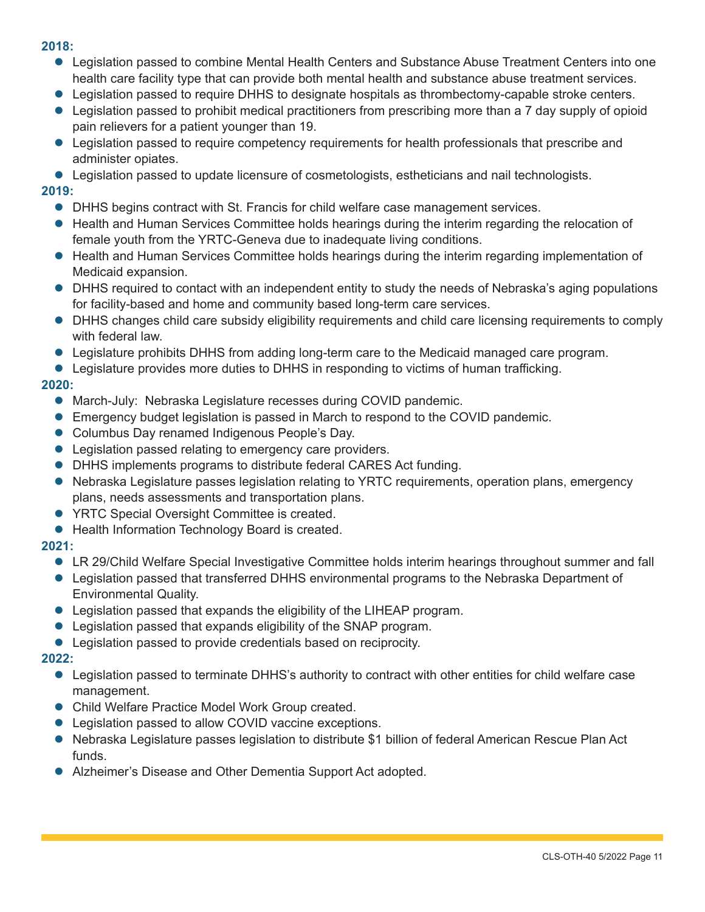**2018:**

- Legislation passed to combine Mental Health Centers and Substance Abuse Treatment Centers into one health care facility type that can provide both mental health and substance abuse treatment services.
- Legislation passed to require DHHS to designate hospitals as thrombectomy-capable stroke centers.
- Legislation passed to prohibit medical practitioners from prescribing more than a 7 day supply of opioid pain relievers for a patient younger than 19.
- Legislation passed to require competency requirements for health professionals that prescribe and administer opiates.
- Legislation passed to update licensure of cosmetologists, estheticians and nail technologists.

**2019:**

- DHHS begins contract with St. Francis for child welfare case management services.
- Health and Human Services Committee holds hearings during the interim regarding the relocation of female youth from the YRTC-Geneva due to inadequate living conditions.
- Health and Human Services Committee holds hearings during the interim regarding implementation of Medicaid expansion.
- DHHS required to contact with an independent entity to study the needs of Nebraska's aging populations for facility-based and home and community based long-term care services.
- DHHS changes child care subsidy eligibility requirements and child care licensing requirements to comply with federal law.
- Legislature prohibits DHHS from adding long-term care to the Medicaid managed care program.
- Legislature provides more duties to DHHS in responding to victims of human trafficking.

**2020:**

- March-July: Nebraska Legislature recesses during COVID pandemic.
- Emergency budget legislation is passed in March to respond to the COVID pandemic.
- Columbus Day renamed Indigenous People's Day.
- Legislation passed relating to emergency care providers.
- DHHS implements programs to distribute federal CARES Act funding.
- Nebraska Legislature passes legislation relating to YRTC requirements, operation plans, emergency plans, needs assessments and transportation plans.
- YRTC Special Oversight Committee is created.
- Health Information Technology Board is created.

**2021:**

- LR 29/Child Welfare Special Investigative Committee holds interim hearings throughout summer and fall
- Legislation passed that transferred DHHS environmental programs to the Nebraska Department of Environmental Quality.
- Legislation passed that expands the eligibility of the LIHEAP program.
- Legislation passed that expands eligibility of the SNAP program.
- Legislation passed to provide credentials based on reciprocity.

**2022:**

- Legislation passed to terminate DHHS's authority to contract with other entities for child welfare case management.
- Child Welfare Practice Model Work Group created.
- Legislation passed to allow COVID vaccine exceptions.
- Nebraska Legislature passes legislation to distribute $1 billion of federal American Rescue Plan Act funds.
- Alzheimer's Disease and Other Dementia Support Act adopted.